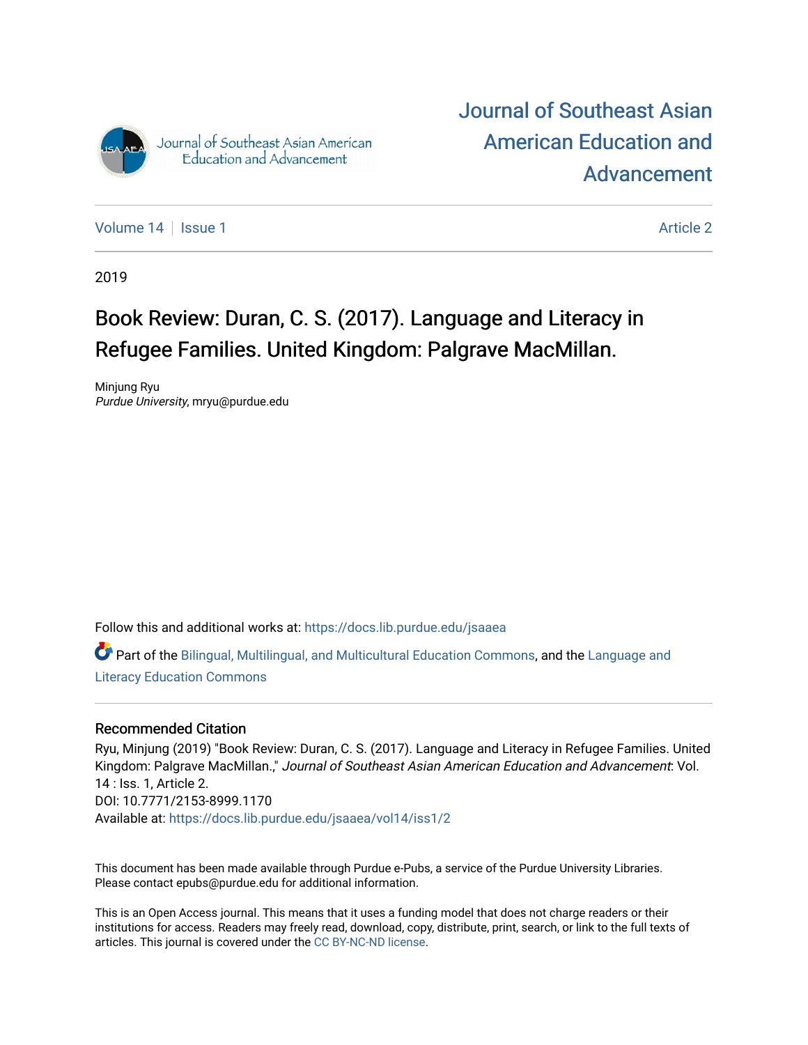# Journal of Southeast Asian American Education and Advancement

Volume 14 | Issue 1 | Article 2

2019

# Book Review: Duran, C. S. (2017). Language and Literacy in Refugee Families. United Kingdom: Palgrave MacMillan.

Minjung Ryu
*Purdue University*, mryu@purdue.edu

Follow this and additional works at: https://docs.lib.purdue.edu/jsaaea

Part of the Bilingual, Multilingual, and Multicultural Education Commons, and the Language and Literacy Education Commons

## Recommended Citation

Ryu, Minjung (2019) "Book Review: Duran, C. S. (2017). Language and Literacy in Refugee Families. United Kingdom: Palgrave MacMillan.," *Journal of Southeast Asian American Education and Advancement*: Vol. 14 : Iss. 1, Article 2.
DOI: 10.7771/2153-8999.1170
Available at: https://docs.lib.purdue.edu/jsaaea/vol14/iss1/2

This document has been made available through Purdue e-Pubs, a service of the Purdue University Libraries. Please contact epubs@purdue.edu for additional information.

This is an Open Access journal. This means that it uses a funding model that does not charge readers or their institutions for access. Readers may freely read, download, copy, distribute, print, search, or link to the full texts of articles. This journal is covered under the CC BY-NC-ND license.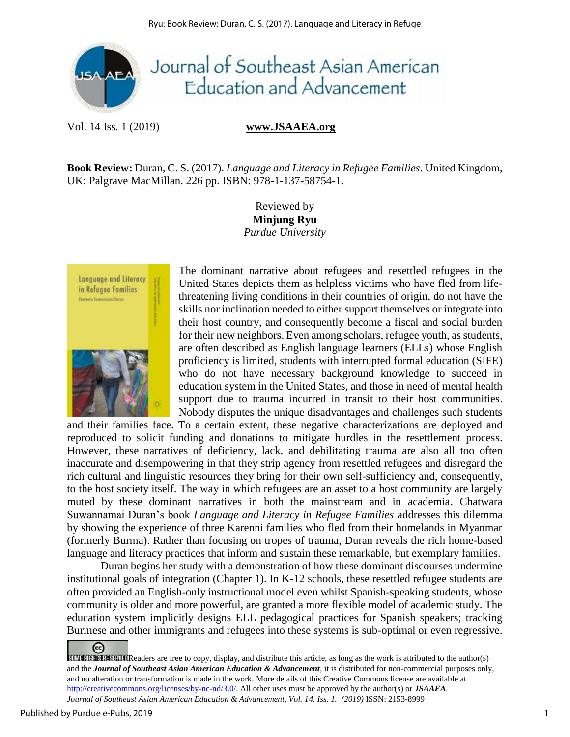# Journal of Southeast Asian American Education and Advancement

**Book Review:** Duran, C. S. (2017). *Language and Literacy in Refugee Families*. United Kingdom, UK: Palgrave MacMillan. 226 pp. ISBN: 978-1-137-58754-1.

Reviewed by
**Minjung Ryu**
*Purdue University*

The dominant narrative about refugees and resettled refugees in the United States depicts them as helpless victims who have fled from life-threatening living conditions in their countries of origin, do not have the skills nor inclination needed to either support themselves or integrate into their host country, and consequently become a fiscal and social burden for their new neighbors. Even among scholars, refugee youth, as students, are often described as English language learners (ELLs) whose English proficiency is limited, students with interrupted formal education (SIFE) who do not have necessary background knowledge to succeed in education system in the United States, and those in need of mental health support due to trauma incurred in transit to their host communities. Nobody disputes the unique disadvantages and challenges such students and their families face. To a certain extent, these negative characterizations are deployed and reproduced to solicit funding and donations to mitigate hurdles in the resettlement process. However, these narratives of deficiency, lack, and debilitating trauma are also all too often inaccurate and disempowering in that they strip agency from resettled refugees and disregard the rich cultural and linguistic resources they bring for their own self-sufficiency and, consequently, to the host society itself. The way in which refugees are an asset to a host community are largely muted by these dominant narratives in both the mainstream and in academia. Chatwara Suwannamai Duran's book *Language and Literacy in Refugee Families* addresses this dilemma by showing the experience of three Karenni families who fled from their homelands in Myanmar (formerly Burma). Rather than focusing on tropes of trauma, Duran reveals the rich home-based language and literacy practices that inform and sustain these remarkable, but exemplary families.

Duran begins her study with a demonstration of how these dominant discourses undermine institutional goals of integration (Chapter 1). In K-12 schools, these resettled refugee students are often provided an English-only instructional model even whilst Spanish-speaking students, whose community is older and more powerful, are granted a more flexible model of academic study. The education system implicitly designs ELL pedagogical practices for Spanish speakers; tracking Burmese and other immigrants and refugees into these systems is sub-optimal or even regressive.

Readers are free to copy, display, and distribute this article, as long as the work is attributed to the author(s) and the ***Journal of Southeast Asian American Education & Advancement***, it is distributed for non-commercial purposes only, and no alteration or transformation is made in the work. More details of this Creative Commons license are available at http://creativecommons.org/licenses/by-nc-nd/3.0/. All other uses must be approved by the author(s) or ***JSAAEA***.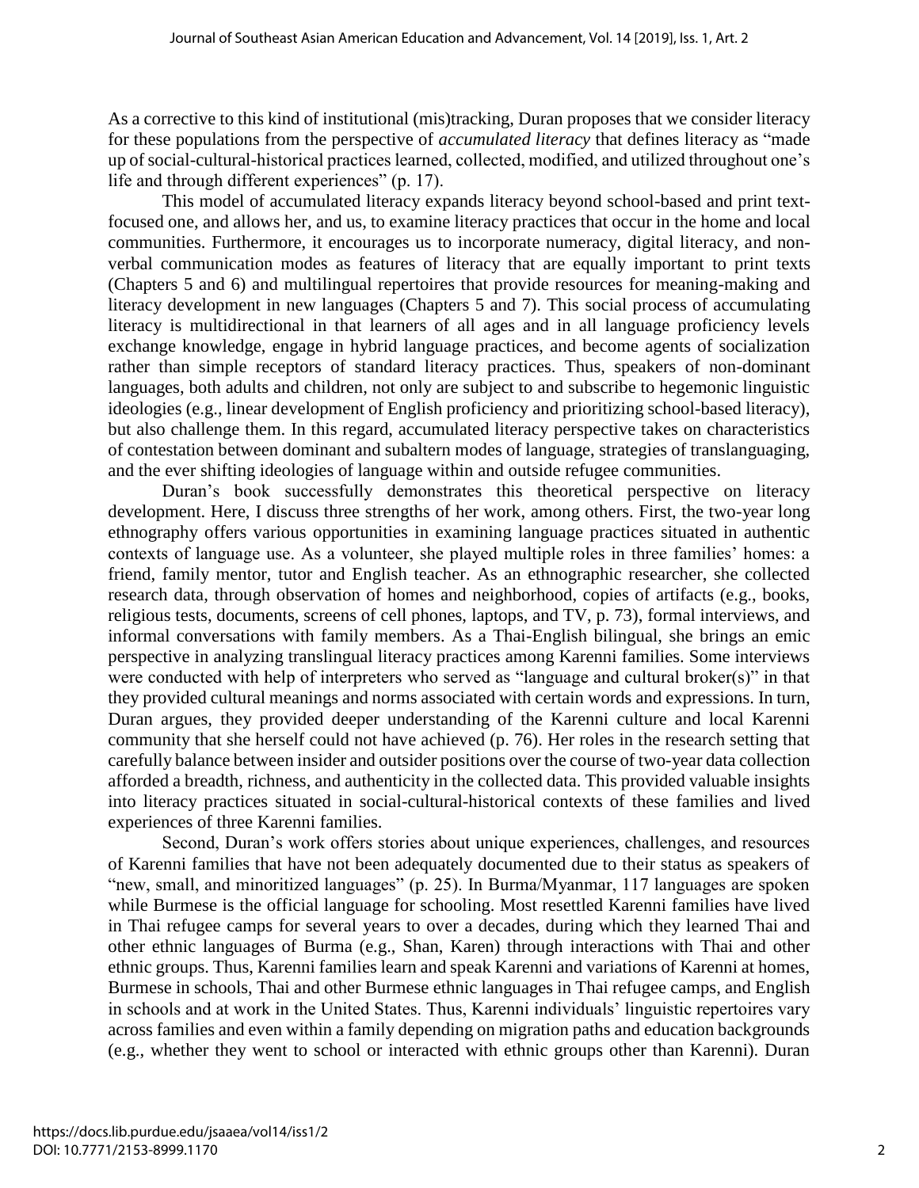As a corrective to this kind of institutional (mis)tracking, Duran proposes that we consider literacy for these populations from the perspective of *accumulated literacy* that defines literacy as "made up of social-cultural-historical practices learned, collected, modified, and utilized throughout one's life and through different experiences" (p. 17).

This model of accumulated literacy expands literacy beyond school-based and print text-focused one, and allows her, and us, to examine literacy practices that occur in the home and local communities. Furthermore, it encourages us to incorporate numeracy, digital literacy, and non-verbal communication modes as features of literacy that are equally important to print texts (Chapters 5 and 6) and multilingual repertoires that provide resources for meaning-making and literacy development in new languages (Chapters 5 and 7). This social process of accumulating literacy is multidirectional in that learners of all ages and in all language proficiency levels exchange knowledge, engage in hybrid language practices, and become agents of socialization rather than simple receptors of standard literacy practices. Thus, speakers of non-dominant languages, both adults and children, not only are subject to and subscribe to hegemonic linguistic ideologies (e.g., linear development of English proficiency and prioritizing school-based literacy), but also challenge them. In this regard, accumulated literacy perspective takes on characteristics of contestation between dominant and subaltern modes of language, strategies of translanguaging, and the ever shifting ideologies of language within and outside refugee communities.

Duran's book successfully demonstrates this theoretical perspective on literacy development. Here, I discuss three strengths of her work, among others. First, the two-year long ethnography offers various opportunities in examining language practices situated in authentic contexts of language use. As a volunteer, she played multiple roles in three families' homes: a friend, family mentor, tutor and English teacher. As an ethnographic researcher, she collected research data, through observation of homes and neighborhood, copies of artifacts (e.g., books, religious tests, documents, screens of cell phones, laptops, and TV, p. 73), formal interviews, and informal conversations with family members. As a Thai-English bilingual, she brings an emic perspective in analyzing translingual literacy practices among Karenni families. Some interviews were conducted with help of interpreters who served as "language and cultural broker(s)" in that they provided cultural meanings and norms associated with certain words and expressions. In turn, Duran argues, they provided deeper understanding of the Karenni culture and local Karenni community that she herself could not have achieved (p. 76). Her roles in the research setting that carefully balance between insider and outsider positions over the course of two-year data collection afforded a breadth, richness, and authenticity in the collected data. This provided valuable insights into literacy practices situated in social-cultural-historical contexts of these families and lived experiences of three Karenni families.

Second, Duran's work offers stories about unique experiences, challenges, and resources of Karenni families that have not been adequately documented due to their status as speakers of "new, small, and minoritized languages" (p. 25). In Burma/Myanmar, 117 languages are spoken while Burmese is the official language for schooling. Most resettled Karenni families have lived in Thai refugee camps for several years to over a decades, during which they learned Thai and other ethnic languages of Burma (e.g., Shan, Karen) through interactions with Thai and other ethnic groups. Thus, Karenni families learn and speak Karenni and variations of Karenni at homes, Burmese in schools, Thai and other Burmese ethnic languages in Thai refugee camps, and English in schools and at work in the United States. Thus, Karenni individuals' linguistic repertoires vary across families and even within a family depending on migration paths and education backgrounds (e.g., whether they went to school or interacted with ethnic groups other than Karenni). Duran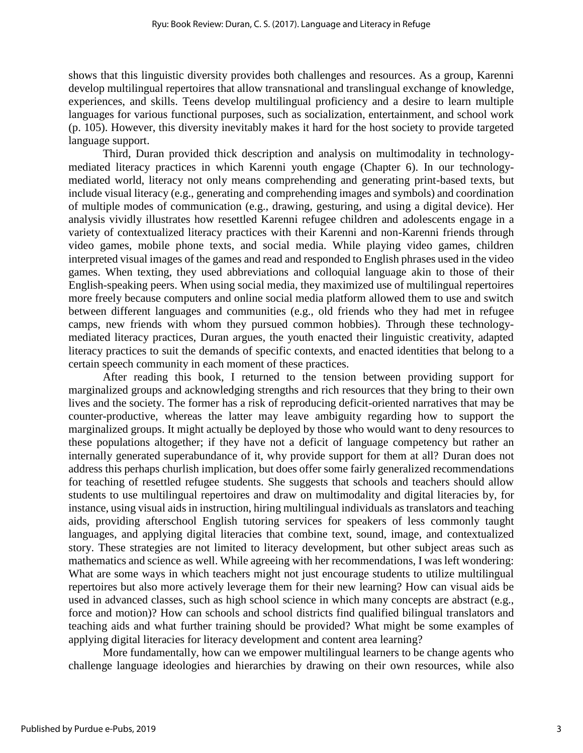shows that this linguistic diversity provides both challenges and resources. As a group, Karenni develop multilingual repertoires that allow transnational and translingual exchange of knowledge, experiences, and skills. Teens develop multilingual proficiency and a desire to learn multiple languages for various functional purposes, such as socialization, entertainment, and school work (p. 105). However, this diversity inevitably makes it hard for the host society to provide targeted language support.

Third, Duran provided thick description and analysis on multimodality in technology-mediated literacy practices in which Karenni youth engage (Chapter 6). In our technology-mediated world, literacy not only means comprehending and generating print-based texts, but include visual literacy (e.g., generating and comprehending images and symbols) and coordination of multiple modes of communication (e.g., drawing, gesturing, and using a digital device). Her analysis vividly illustrates how resettled Karenni refugee children and adolescents engage in a variety of contextualized literacy practices with their Karenni and non-Karenni friends through video games, mobile phone texts, and social media. While playing video games, children interpreted visual images of the games and read and responded to English phrases used in the video games. When texting, they used abbreviations and colloquial language akin to those of their English-speaking peers. When using social media, they maximized use of multilingual repertoires more freely because computers and online social media platform allowed them to use and switch between different languages and communities (e.g., old friends who they had met in refugee camps, new friends with whom they pursued common hobbies). Through these technology-mediated literacy practices, Duran argues, the youth enacted their linguistic creativity, adapted literacy practices to suit the demands of specific contexts, and enacted identities that belong to a certain speech community in each moment of these practices.

After reading this book, I returned to the tension between providing support for marginalized groups and acknowledging strengths and rich resources that they bring to their own lives and the society. The former has a risk of reproducing deficit-oriented narratives that may be counter-productive, whereas the latter may leave ambiguity regarding how to support the marginalized groups. It might actually be deployed by those who would want to deny resources to these populations altogether; if they have not a deficit of language competency but rather an internally generated superabundance of it, why provide support for them at all? Duran does not address this perhaps churlish implication, but does offer some fairly generalized recommendations for teaching of resettled refugee students. She suggests that schools and teachers should allow students to use multilingual repertoires and draw on multimodality and digital literacies by, for instance, using visual aids in instruction, hiring multilingual individuals as translators and teaching aids, providing afterschool English tutoring services for speakers of less commonly taught languages, and applying digital literacies that combine text, sound, image, and contextualized story. These strategies are not limited to literacy development, but other subject areas such as mathematics and science as well. While agreeing with her recommendations, I was left wondering: What are some ways in which teachers might not just encourage students to utilize multilingual repertoires but also more actively leverage them for their new learning? How can visual aids be used in advanced classes, such as high school science in which many concepts are abstract (e.g., force and motion)? How can schools and school districts find qualified bilingual translators and teaching aids and what further training should be provided? What might be some examples of applying digital literacies for literacy development and content area learning?

More fundamentally, how can we empower multilingual learners to be change agents who challenge language ideologies and hierarchies by drawing on their own resources, while also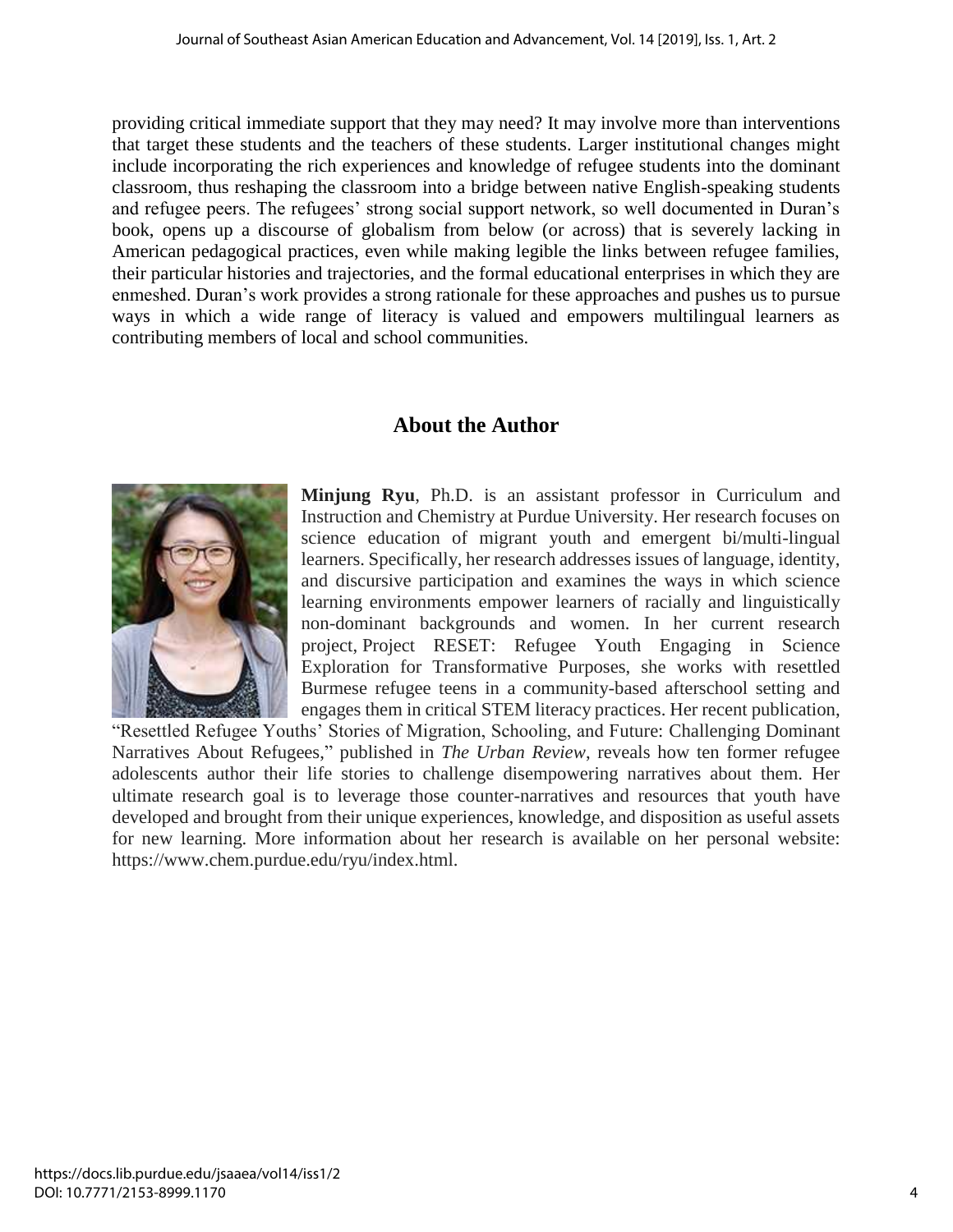providing critical immediate support that they may need? It may involve more than interventions that target these students and the teachers of these students. Larger institutional changes might include incorporating the rich experiences and knowledge of refugee students into the dominant classroom, thus reshaping the classroom into a bridge between native English-speaking students and refugee peers. The refugees' strong social support network, so well documented in Duran's book, opens up a discourse of globalism from below (or across) that is severely lacking in American pedagogical practices, even while making legible the links between refugee families, their particular histories and trajectories, and the formal educational enterprises in which they are enmeshed. Duran's work provides a strong rationale for these approaches and pushes us to pursue ways in which a wide range of literacy is valued and empowers multilingual learners as contributing members of local and school communities.

## About the Author

**Minjung Ryu**, Ph.D. is an assistant professor in Curriculum and Instruction and Chemistry at Purdue University. Her research focuses on science education of migrant youth and emergent bi/multi-lingual learners. Specifically, her research addresses issues of language, identity, and discursive participation and examines the ways in which science learning environments empower learners of racially and linguistically non-dominant backgrounds and women. In her current research project, Project RESET: Refugee Youth Engaging in Science Exploration for Transformative Purposes, she works with resettled Burmese refugee teens in a community-based afterschool setting and engages them in critical STEM literacy practices. Her recent publication, "Resettled Refugee Youths' Stories of Migration, Schooling, and Future: Challenging Dominant Narratives About Refugees," published in *The Urban Review*, reveals how ten former refugee adolescents author their life stories to challenge disempowering narratives about them. Her ultimate research goal is to leverage those counter-narratives and resources that youth have developed and brought from their unique experiences, knowledge, and disposition as useful assets for new learning. More information about her research is available on her personal website: https://www.chem.purdue.edu/ryu/index.html.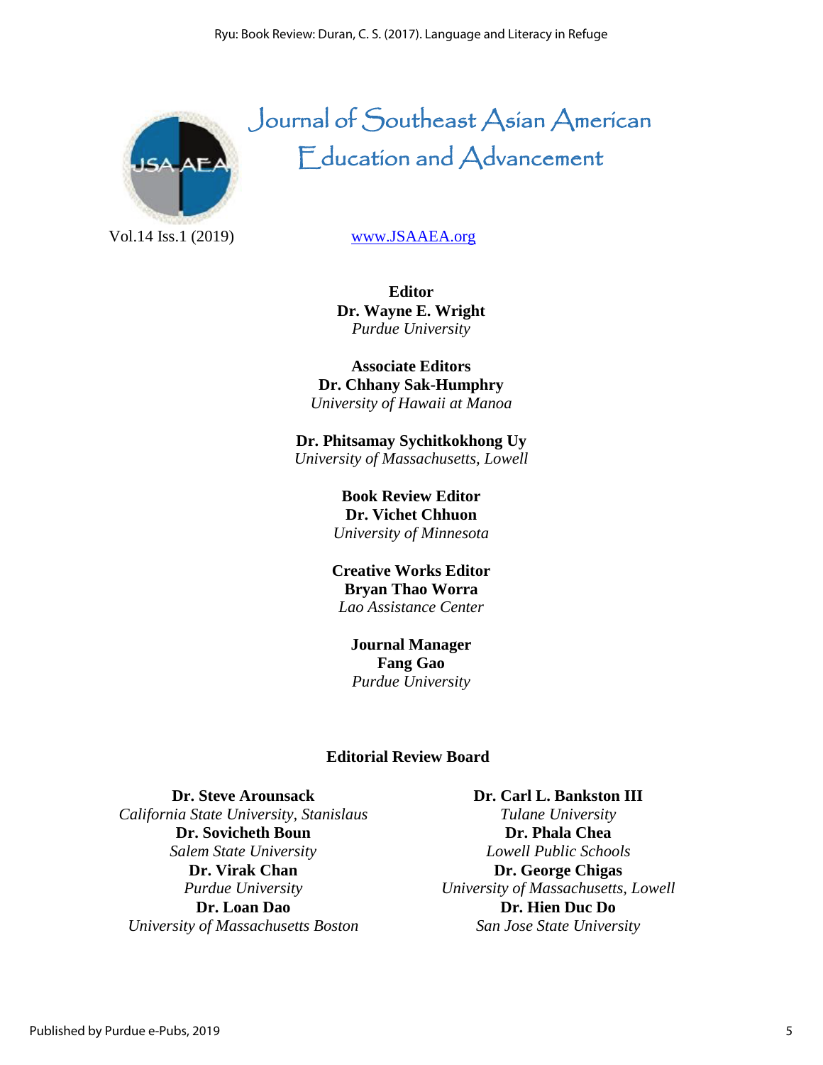# Journal of Southeast Asian American Education and Advancement

Vol.14 Iss.1 (2019)

www.JSAAEA.org

**Editor**
**Dr. Wayne E. Wright**
*Purdue University*

**Associate Editors**
**Dr. Chhany Sak-Humphry**
*University of Hawaii at Manoa*

**Dr. Phitsamay Sychitkokhong Uy**
*University of Massachusetts, Lowell*

**Book Review Editor**
**Dr. Vichet Chhuon**
*University of Minnesota*

**Creative Works Editor**
**Bryan Thao Worra**
*Lao Assistance Center*

**Journal Manager**
**Fang Gao**
*Purdue University*

## Editorial Review Board

**Dr. Steve Arounsack**
*California State University, Stanislaus*
**Dr. Sovicheth Boun**
*Salem State University*
**Dr. Virak Chan**
*Purdue University*
**Dr. Loan Dao**
*University of Massachusetts Boston*

**Dr. Carl L. Bankston III**
*Tulane University*
**Dr. Phala Chea**
*Lowell Public Schools*
**Dr. George Chigas**
*University of Massachusetts, Lowell*
**Dr. Hien Duc Do**
*San Jose State University*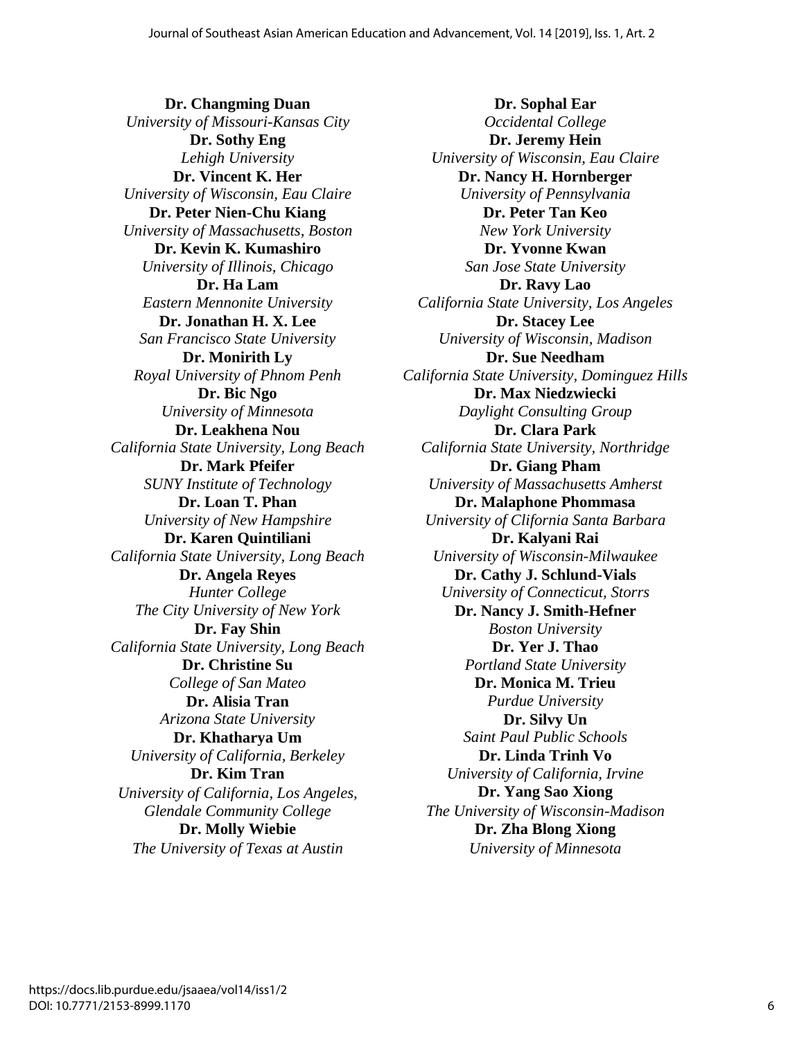**Dr. Changming Duan**
*University of Missouri-Kansas City*
**Dr. Sothy Eng**
*Lehigh University*
**Dr. Vincent K. Her**
*University of Wisconsin, Eau Claire*
**Dr. Peter Nien-Chu Kiang**
*University of Massachusetts, Boston*
**Dr. Kevin K. Kumashiro**
*University of Illinois, Chicago*
**Dr. Ha Lam**
*Eastern Mennonite University*
**Dr. Jonathan H. X. Lee**
*San Francisco State University*
**Dr. Monirith Ly**
*Royal University of Phnom Penh*
**Dr. Bic Ngo**
*University of Minnesota*
**Dr. Leakhena Nou**
*California State University, Long Beach*
**Dr. Mark Pfeifer**
*SUNY Institute of Technology*
**Dr. Loan T. Phan**
*University of New Hampshire*
**Dr. Karen Quintiliani**
*California State University, Long Beach*
**Dr. Angela Reyes**
*Hunter College*
*The City University of New York*
**Dr. Fay Shin**
*California State University, Long Beach*
**Dr. Christine Su**
*College of San Mateo*
**Dr. Alisia Tran**
*Arizona State University*
**Dr. Khatharya Um**
*University of California, Berkeley*
**Dr. Kim Tran**
*University of California, Los Angeles,*
*Glendale Community College*
**Dr. Molly Wiebie**
*The University of Texas at Austin*

**Dr. Sophal Ear**
*Occidental College*
**Dr. Jeremy Hein**
*University of Wisconsin, Eau Claire*
**Dr. Nancy H. Hornberger**
*University of Pennsylvania*
**Dr. Peter Tan Keo**
*New York University*
**Dr. Yvonne Kwan**
*San Jose State University*
**Dr. Ravy Lao**
*California State University, Los Angeles*
**Dr. Stacey Lee**
*University of Wisconsin, Madison*
**Dr. Sue Needham**
*California State University, Dominguez Hills*
**Dr. Max Niedzwiecki**
*Daylight Consulting Group*
**Dr. Clara Park**
*California State University, Northridge*
**Dr. Giang Pham**
*University of Massachusetts Amherst*
**Dr. Malaphone Phommasa**
*University of Clifornia Santa Barbara*
**Dr. Kalyani Rai**
*University of Wisconsin-Milwaukee*
**Dr. Cathy J. Schlund-Vials**
*University of Connecticut, Storrs*
**Dr. Nancy J. Smith-Hefner**
*Boston University*
**Dr. Yer J. Thao**
*Portland State University*
**Dr. Monica M. Trieu**
*Purdue University*
**Dr. Silvy Un**
*Saint Paul Public Schools*
**Dr. Linda Trinh Vo**
*University of California, Irvine*
**Dr. Yang Sao Xiong**
*The University of Wisconsin-Madison*
**Dr. Zha Blong Xiong**
*University of Minnesota*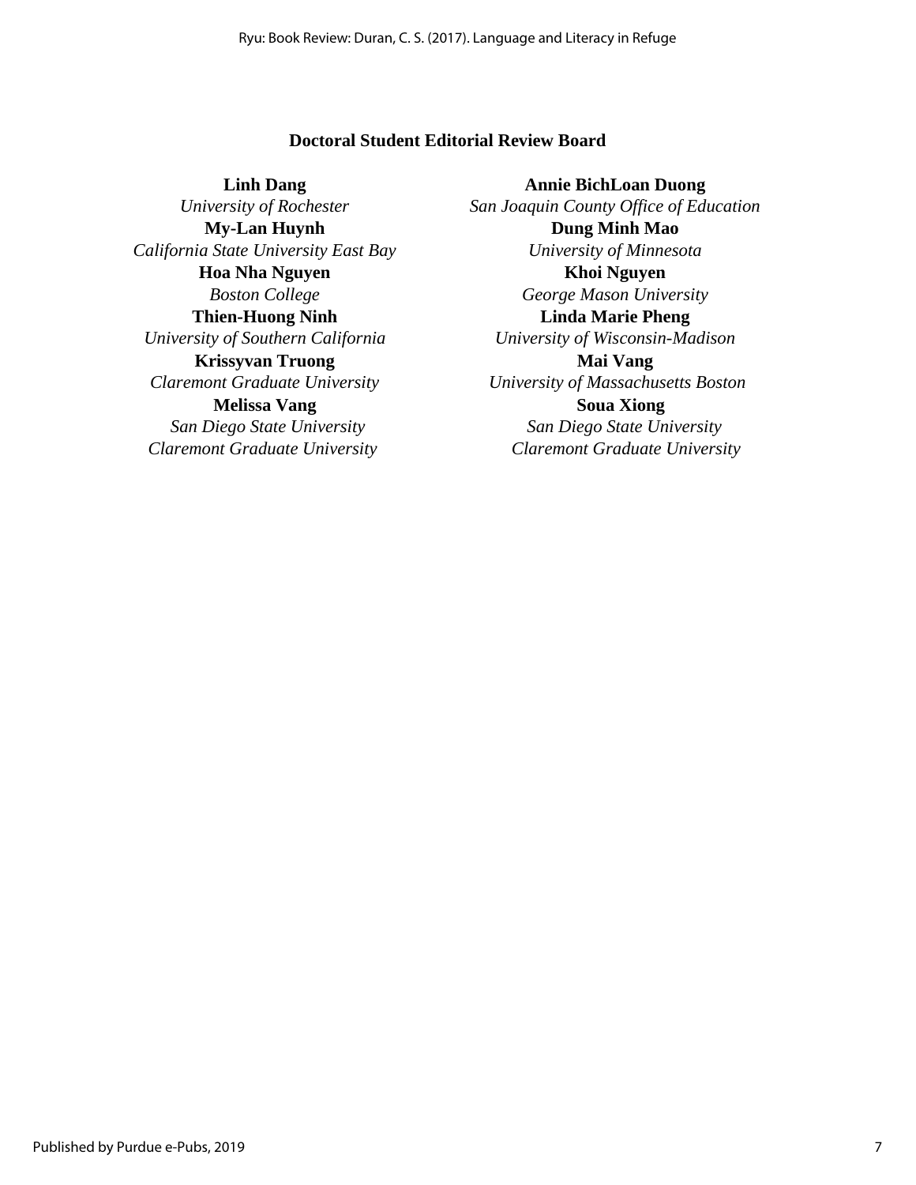## Doctoral Student Editorial Review Board

**Linh Dang**
*University of Rochester*

**My-Lan Huynh**
*California State University East Bay*

**Hoa Nha Nguyen**
*Boston College*

**Thien-Huong Ninh**
*University of Southern California*

**Krissyvan Truong**
*Claremont Graduate University*

**Melissa Vang**
*San Diego State University*
*Claremont Graduate University*

**Annie BichLoan Duong**
*San Joaquin County Office of Education*

**Dung Minh Mao**
*University of Minnesota*

**Khoi Nguyen**
*George Mason University*

**Linda Marie Pheng**
*University of Wisconsin-Madison*

**Mai Vang**
*University of Massachusetts Boston*

**Soua Xiong**
*San Diego State University*
*Claremont Graduate University*